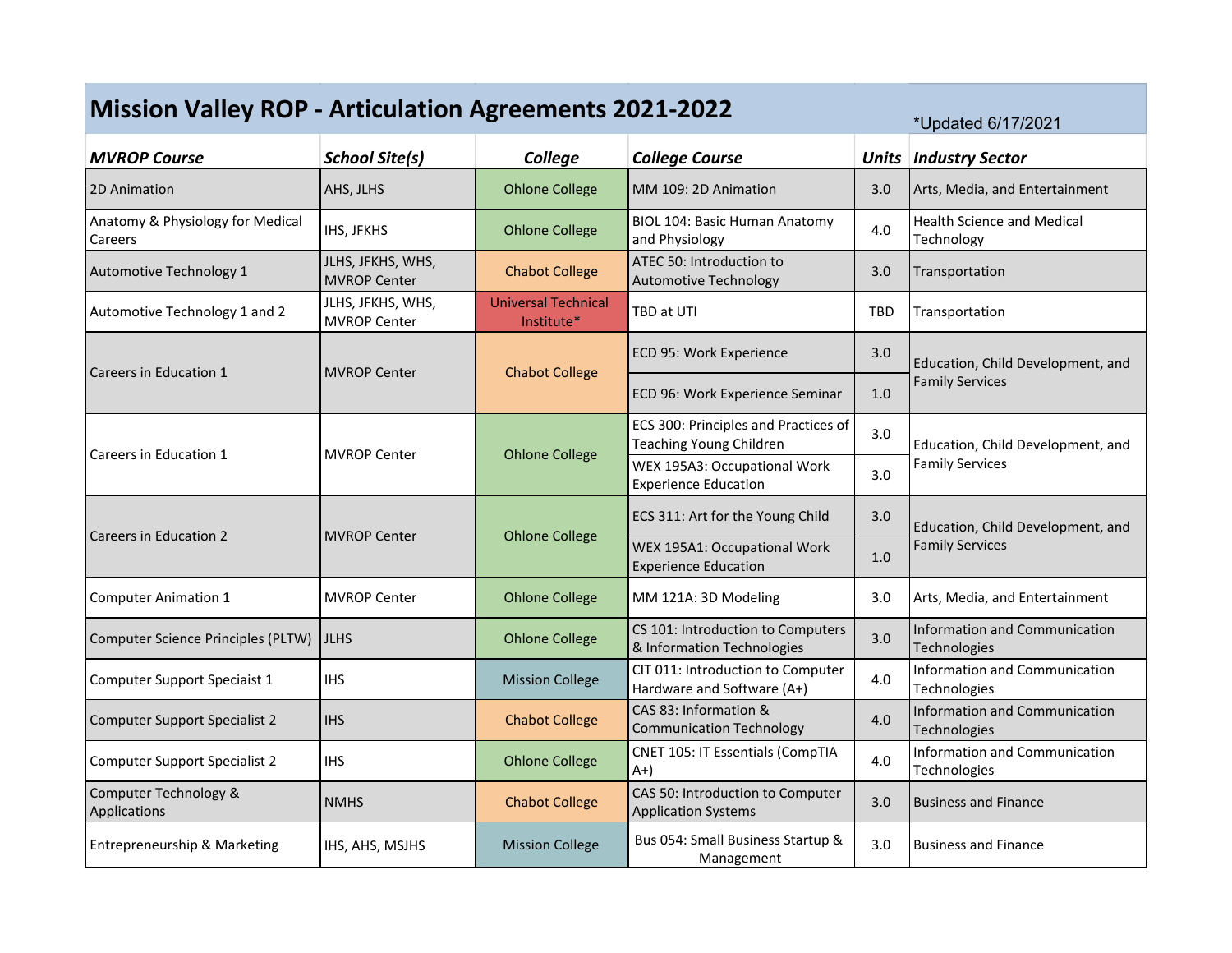# Mission Valley ROP - Articulation Agreements 2021-2022

*Updated 6/17/2021

| *MVROP Course* | *School Site(s)* | *College* | *College Course* | *Units* | *Industry Sector* |
|---|---|---|---|---|---|
| 2D Animation | AHS, JLHS | Ohlone College | MM 109: 2D Animation | 3.0 | Arts, Media, and Entertainment |
| Anatomy & Physiology for Medical Careers | IHS, JFKHS | Ohlone College | BIOL 104: Basic Human Anatomy and Physiology | 4.0 | Health Science and Medical Technology |
| Automotive Technology 1 | JLHS, JFKHS, WHS, MVROP Center | Chabot College | ATEC 50: Introduction to Automotive Technology | 3.0 | Transportation |
| Automotive Technology 1 and 2 | JLHS, JFKHS, WHS, MVROP Center | Universal Technical Institute* | TBD at UTI | TBD | Transportation |
| Careers in Education 1 | MVROP Center | Chabot College | ECD 95: Work Experience | 3.0 | Education, Child Development, and Family Services |
| | | | ECD 96: Work Experience Seminar | 1.0 | |
| Careers in Education 1 | MVROP Center | Ohlone College | ECS 300: Principles and Practices of Teaching Young Children | 3.0 | Education, Child Development, and Family Services |
| | | | WEX 195A3: Occupational Work Experience Education | 3.0 | |
| Careers in Education 2 | MVROP Center | Ohlone College | ECS 311: Art for the Young Child | 3.0 | Education, Child Development, and Family Services |
| | | | WEX 195A1: Occupational Work Experience Education | 1.0 | |
| Computer Animation 1 | MVROP Center | Ohlone College | MM 121A: 3D Modeling | 3.0 | Arts, Media, and Entertainment |
| Computer Science Principles (PLTW) | JLHS | Ohlone College | CS 101: Introduction to Computers & Information Technologies | 3.0 | Information and Communication Technologies |
| Computer Support Speciaist 1 | IHS | Mission College | CIT 011: Introduction to Computer Hardware and Software (A+) | 4.0 | Information and Communication Technologies |
| Computer Support Specialist 2 | IHS | Chabot College | CAS 83: Information & Communication Technology | 4.0 | Information and Communication Technologies |
| Computer Support Specialist 2 | IHS | Ohlone College | CNET 105: IT Essentials (CompTIA A+) | 4.0 | Information and Communication Technologies |
| Computer Technology & Applications | NMHS | Chabot College | CAS 50: Introduction to Computer Application Systems | 3.0 | Business and Finance |
| Entrepreneurship & Marketing | IHS, AHS, MSJHS | Mission College | Bus 054: Small Business Startup & Management | 3.0 | Business and Finance |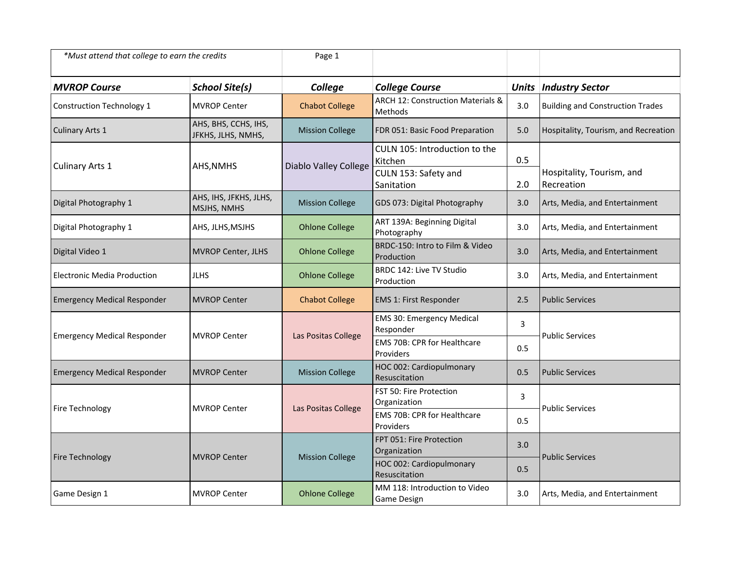*Must attend that college to earn the credits

| MVROP Course | School Site(s) | College | College Course | Units | Industry Sector |
|---|---|---|---|---|---|
| Construction Technology 1 | MVROP Center | Chabot College | ARCH 12: Construction Materials & Methods | 3.0 | Building and Construction Trades |
| Culinary Arts 1 | AHS, BHS, CCHS, IHS, JFKHS, JLHS, NMHS, | Mission College | FDR 051: Basic Food Preparation | 5.0 | Hospitality, Tourism, and Recreation |
| Culinary Arts 1 | AHS,NMHS | Diablo Valley College | CULN 105: Introduction to the Kitchen | 0.5 | Hospitality, Tourism, and Recreation |
| | | | CULN 153: Safety and Sanitation | 2.0 | |
| Digital Photography 1 | AHS, IHS, JFKHS, JLHS, MSJHS, NMHS | Mission College | GDS 073: Digital Photography | 3.0 | Arts, Media, and Entertainment |
| Digital Photography 1 | AHS, JLHS,MSJHS | Ohlone College | ART 139A: Beginning Digital Photography | 3.0 | Arts, Media, and Entertainment |
| Digital Video 1 | MVROP Center, JLHS | Ohlone College | BRDC-150: Intro to Film & Video Production | 3.0 | Arts, Media, and Entertainment |
| Electronic Media Production | JLHS | Ohlone College | BRDC 142: Live TV Studio Production | 3.0 | Arts, Media, and Entertainment |
| Emergency Medical Responder | MVROP Center | Chabot College | EMS 1: First Responder | 2.5 | Public Services |
| Emergency Medical Responder | MVROP Center | Las Positas College | EMS 30: Emergency Medical Responder | 3 | Public Services |
| | | | EMS 70B: CPR for Healthcare Providers | 0.5 | |
| Emergency Medical Responder | MVROP Center | Mission College | HOC 002: Cardiopulmonary Resuscitation | 0.5 | Public Services |
| Fire Technology | MVROP Center | Las Positas College | FST 50: Fire Protection Organization | 3 | Public Services |
| | | | EMS 70B: CPR for Healthcare Providers | 0.5 | |
| Fire Technology | MVROP Center | Mission College | FPT 051: Fire Protection Organization | 3.0 | Public Services |
| | | | HOC 002: Cardiopulmonary Resuscitation | 0.5 | |
| Game Design 1 | MVROP Center | Ohlone College | MM 118: Introduction to Video Game Design | 3.0 | Arts, Media, and Entertainment |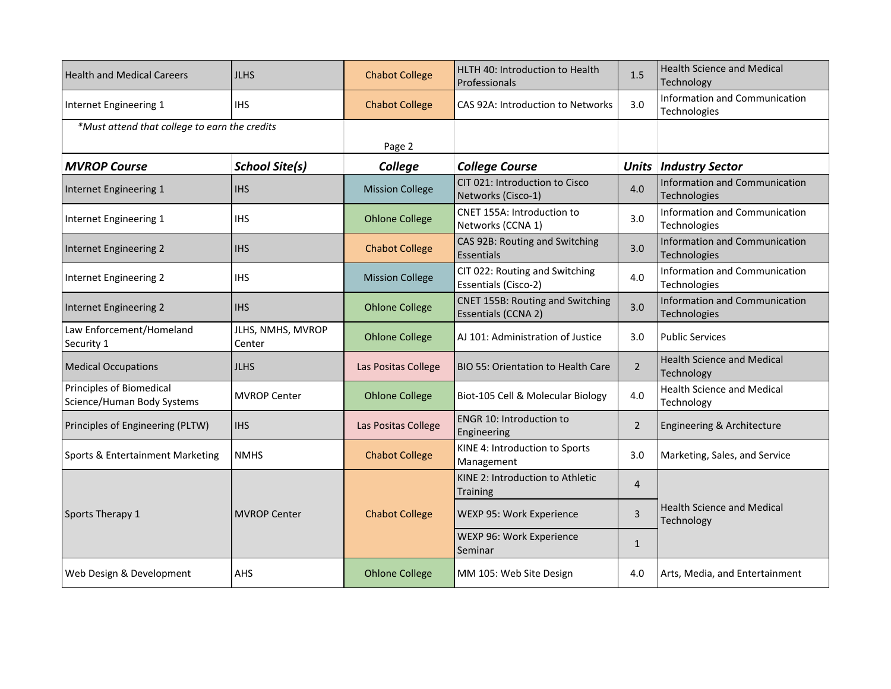| | | | | | |
|---|---|---|---|---|---|
| Health and Medical Careers | JLHS | Chabot College | HLTH 40: Introduction to Health Professionals | 1.5 | Health Science and Medical Technology |
| Internet Engineering 1 | IHS | Chabot College | CAS 92A: Introduction to Networks | 3.0 | Information and Communication Technologies |

*\*Must attend that college to earn the credits*

Page 2

| ***MVROP Course*** | ***School Site(s)*** | ***College*** | ***College Course*** | ***Units*** | ***Industry Sector*** |
|---|---|---|---|---|---|
| Internet Engineering 1 | IHS | Mission College | CIT 021: Introduction to Cisco Networks (Cisco-1) | 4.0 | Information and Communication Technologies |
| Internet Engineering 1 | IHS | Ohlone College | CNET 155A: Introduction to Networks (CCNA 1) | 3.0 | Information and Communication Technologies |
| Internet Engineering 2 | IHS | Chabot College | CAS 92B: Routing and Switching Essentials | 3.0 | Information and Communication Technologies |
| Internet Engineering 2 | IHS | Mission College | CIT 022: Routing and Switching Essentials (Cisco-2) | 4.0 | Information and Communication Technologies |
| Internet Engineering 2 | IHS | Ohlone College | CNET 155B: Routing and Switching Essentials (CCNA 2) | 3.0 | Information and Communication Technologies |
| Law Enforcement/Homeland Security 1 | JLHS, NMHS, MVROP Center | Ohlone College | AJ 101: Administration of Justice | 3.0 | Public Services |
| Medical Occupations | JLHS | Las Positas College | BIO 55: Orientation to Health Care | 2 | Health Science and Medical Technology |
| Principles of Biomedical Science/Human Body Systems | MVROP Center | Ohlone College | Biot-105 Cell & Molecular Biology | 4.0 | Health Science and Medical Technology |
| Principles of Engineering (PLTW) | IHS | Las Positas College | ENGR 10: Introduction to Engineering | 2 | Engineering & Architecture |
| Sports & Entertainment Marketing | NMHS | Chabot College | KINE 4: Introduction to Sports Management | 3.0 | Marketing, Sales, and Service |
| Sports Therapy 1 | MVROP Center | Chabot College | KINE 2: Introduction to Athletic Training | 4 | Health Science and Medical Technology |
| | | | WEXP 95: Work Experience | 3 | |
| | | | WEXP 96: Work Experience Seminar | 1 | |
| Web Design & Development | AHS | Ohlone College | MM 105: Web Site Design | 4.0 | Arts, Media, and Entertainment |